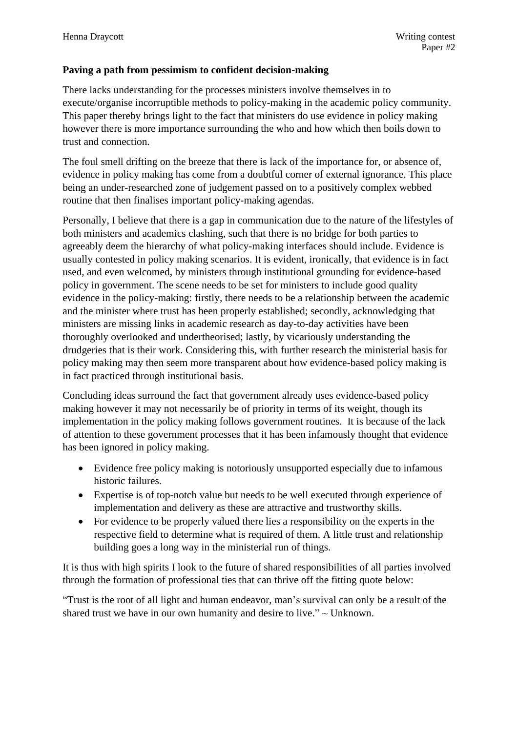**Paving a path from pessimism to confident decision-making**

There lacks understanding for the processes ministers involve themselves in to execute/organise incorruptible methods to policy-making in the academic policy community. This paper thereby brings light to the fact that ministers do use evidence in policy making however there is more importance surrounding the who and how which then boils down to trust and connection.

The foul smell drifting on the breeze that there is lack of the importance for, or absence of, evidence in policy making has come from a doubtful corner of external ignorance. This place being an under-researched zone of judgement passed on to a positively complex webbed routine that then finalises important policy-making agendas.

Personally, I believe that there is a gap in communication due to the nature of the lifestyles of both ministers and academics clashing, such that there is no bridge for both parties to agreeably deem the hierarchy of what policy-making interfaces should include. Evidence is usually contested in policy making scenarios. It is evident, ironically, that evidence is in fact used, and even welcomed, by ministers through institutional grounding for evidence-based policy in government. The scene needs to be set for ministers to include good quality evidence in the policy-making: firstly, there needs to be a relationship between the academic and the minister where trust has been properly established; secondly, acknowledging that ministers are missing links in academic research as day-to-day activities have been thoroughly overlooked and undertheorised; lastly, by vicariously understanding the drudgeries that is their work. Considering this, with further research the ministerial basis for policy making may then seem more transparent about how evidence-based policy making is in fact practiced through institutional basis.

Concluding ideas surround the fact that government already uses evidence-based policy making however it may not necessarily be of priority in terms of its weight, though its implementation in the policy making follows government routines. It is because of the lack of attention to these government processes that it has been infamously thought that evidence has been ignored in policy making.

- Evidence free policy making is notoriously unsupported especially due to infamous historic failures.
- Expertise is of top-notch value but needs to be well executed through experience of implementation and delivery as these are attractive and trustworthy skills.
- For evidence to be properly valued there lies a responsibility on the experts in the respective field to determine what is required of them. A little trust and relationship building goes a long way in the ministerial run of things.

It is thus with high spirits I look to the future of shared responsibilities of all parties involved through the formation of professional ties that can thrive off the fitting quote below:

"Trust is the root of all light and human endeavor, man's survival can only be a result of the shared trust we have in our own humanity and desire to live." ~ Unknown.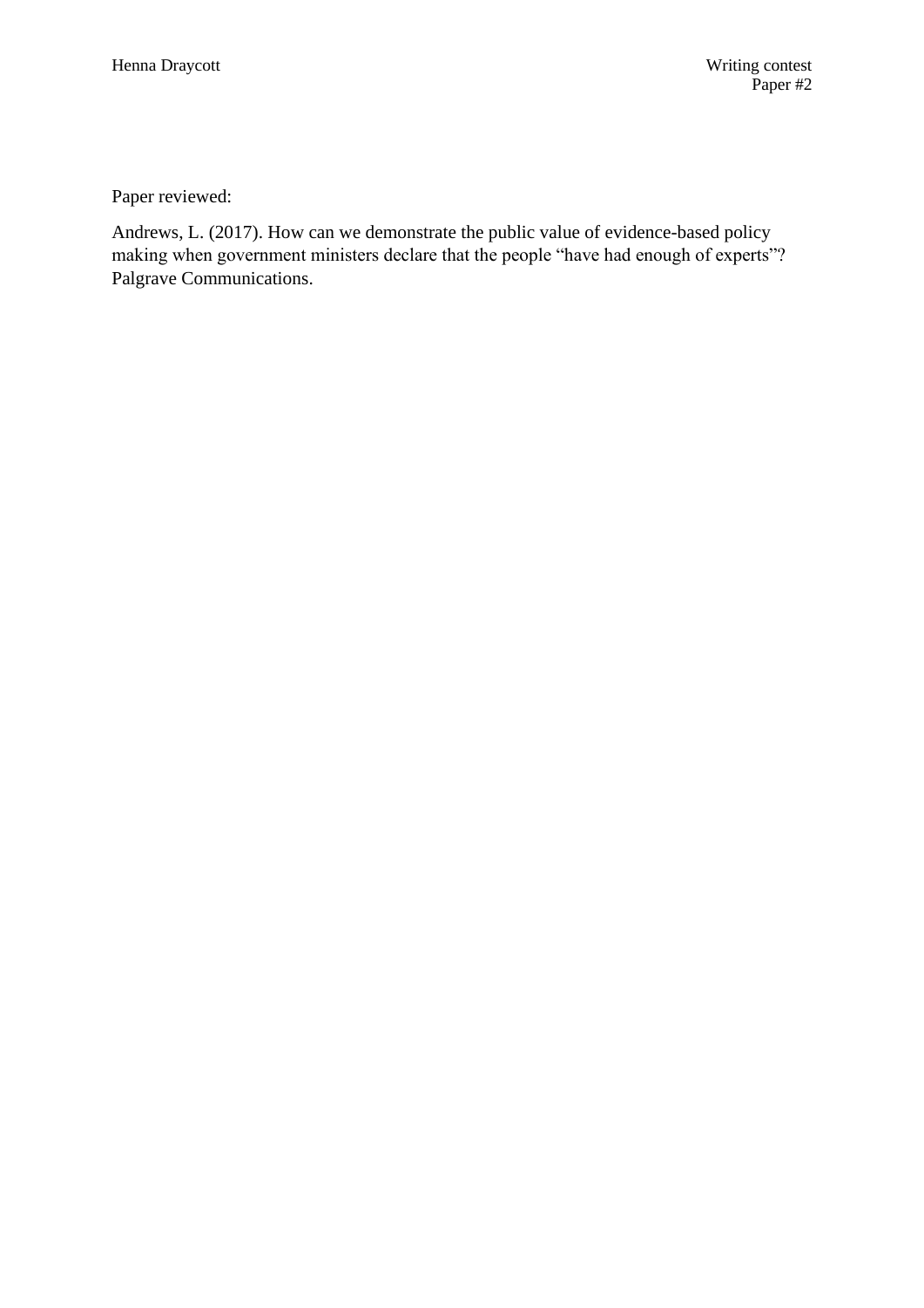Paper reviewed:

Andrews, L. (2017). How can we demonstrate the public value of evidence-based policy making when government ministers declare that the people "have had enough of experts"? Palgrave Communications.